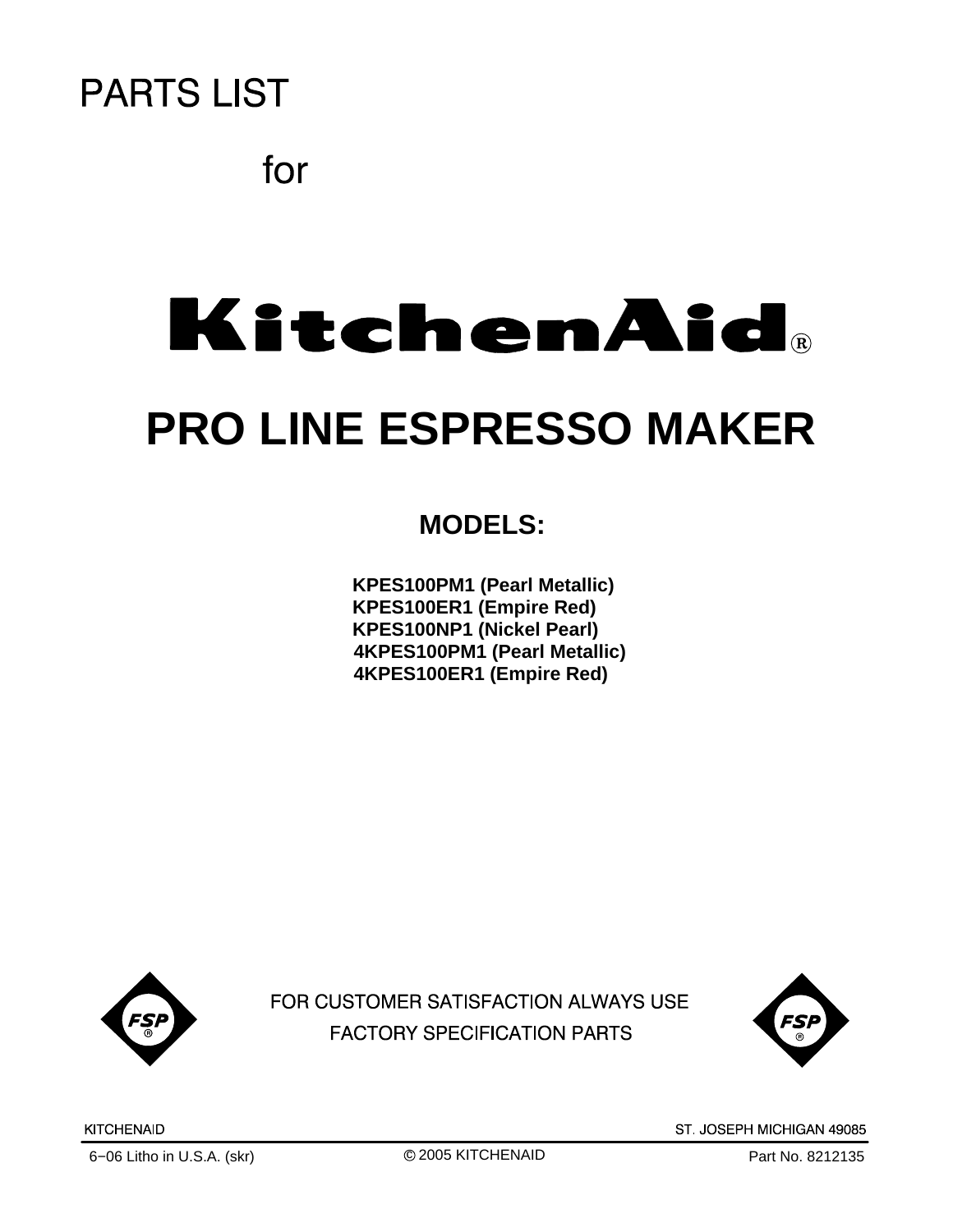# PARTS LIST

for

KitchenAid®

# PRO LINE ESPRESSO MAKER

## MODELS:

**KPES100PM1 (Pearl Metallic)**
**KPES100ER1 (Empire Red)**
**KPES100NP1 (Nickel Pearl)**
**4KPES100PM1 (Pearl Metallic)**
**4KPES100ER1 (Empire Red)**

FSP®

FOR CUSTOMER SATISFACTION ALWAYS USE
FACTORY SPECIFICATION PARTS

FSP®

KITCHENAID ST. JOSEPH MICHIGAN 49085

6−06 Litho in U.S.A. (skr) © 2005 KITCHENAID Part No. 8212135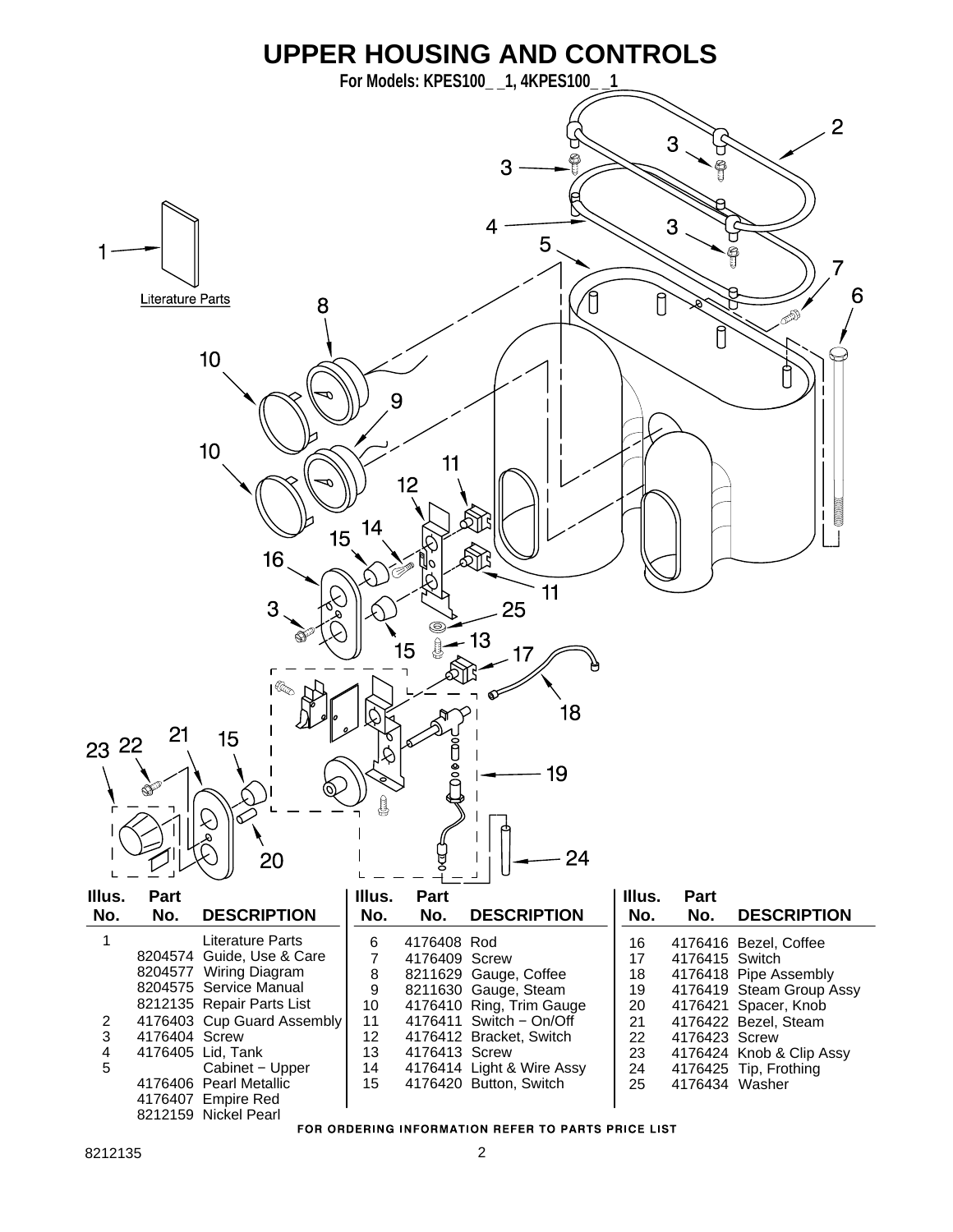# UPPER HOUSING AND CONTROLS

**For Models: KPES100_ _1, 4KPES100_ _1**

Literature Parts

| Illus. No. | Part No. | DESCRIPTION |
|---|---|---|
| 1 | | Literature Parts |
| | 8204574 | Guide, Use & Care |
| | 8204577 | Wiring Diagram |
| | 8204575 | Service Manual |
| | 8212135 | Repair Parts List |
| 2 | 4176403 | Cup Guard Assembly |
| 3 | 4176404 | Screw |
| 4 | 4176405 | Lid, Tank |
| 5 | | Cabinet − Upper |
| | 4176406 | Pearl Metallic |
| | 4176407 | Empire Red |
| | 8212159 | Nickel Pearl |
| 6 | 4176408 | Rod |
| 7 | 4176409 | Screw |
| 8 | 8211629 | Gauge, Coffee |
| 9 | 8211630 | Gauge, Steam |
| 10 | 4176410 | Ring, Trim Gauge |
| 11 | 4176411 | Switch − On/Off |
| 12 | 4176412 | Bracket, Switch |
| 13 | 4176413 | Screw |
| 14 | 4176414 | Light & Wire Assy |
| 15 | 4176420 | Button, Switch |
| 16 | 4176416 | Bezel, Coffee |
| 17 | 4176415 | Switch |
| 18 | 4176418 | Pipe Assembly |
| 19 | 4176419 | Steam Group Assy |
| 20 | 4176421 | Spacer, Knob |
| 21 | 4176422 | Bezel, Steam |
| 22 | 4176423 | Screw |
| 23 | 4176424 | Knob & Clip Assy |
| 24 | 4176425 | Tip, Frothing |
| 25 | 4176434 | Washer |

FOR ORDERING INFORMATION REFER TO PARTS PRICE LIST

8212135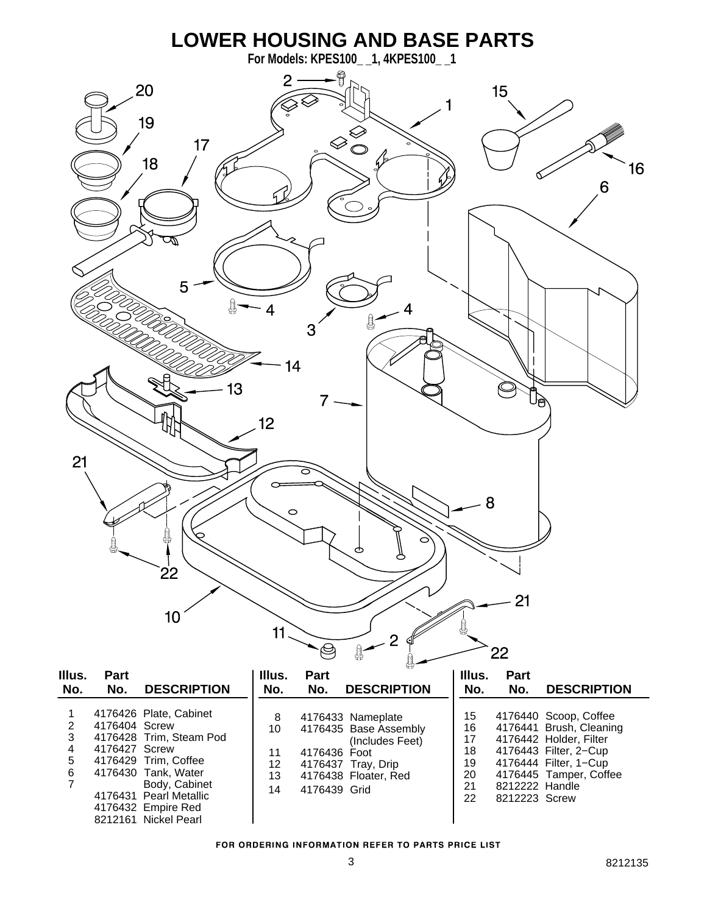# LOWER HOUSING AND BASE PARTS

**For Models: KPES100_ _1, 4KPES100_ _1**

| Illus. No. | Part No. | DESCRIPTION |
|---|---|---|
| 1 | 4176426 | Plate, Cabinet |
| 2 | 4176404 | Screw |
| 3 | 4176428 | Trim, Steam Pod |
| 4 | 4176427 | Screw |
| 5 | 4176429 | Trim, Coffee |
| 6 | 4176430 | Tank, Water |
| 7 | | Body, Cabinet |
| | 4176431 | Pearl Metallic |
| | 4176432 | Empire Red |
| | 8212161 | Nickel Pearl |
| 8 | 4176433 | Nameplate |
| 10 | 4176435 | Base Assembly (Includes Feet) |
| 11 | 4176436 | Foot |
| 12 | 4176437 | Tray, Drip |
| 13 | 4176438 | Floater, Red |
| 14 | 4176439 | Grid |
| 15 | 4176440 | Scoop, Coffee |
| 16 | 4176441 | Brush, Cleaning |
| 17 | 4176442 | Holder, Filter |
| 18 | 4176443 | Filter, 2−Cup |
| 19 | 4176444 | Filter, 1−Cup |
| 20 | 4176445 | Tamper, Coffee |
| 21 | 8212222 | Handle |
| 22 | 8212223 | Screw |

FOR ORDERING INFORMATION REFER TO PARTS PRICE LIST

8212135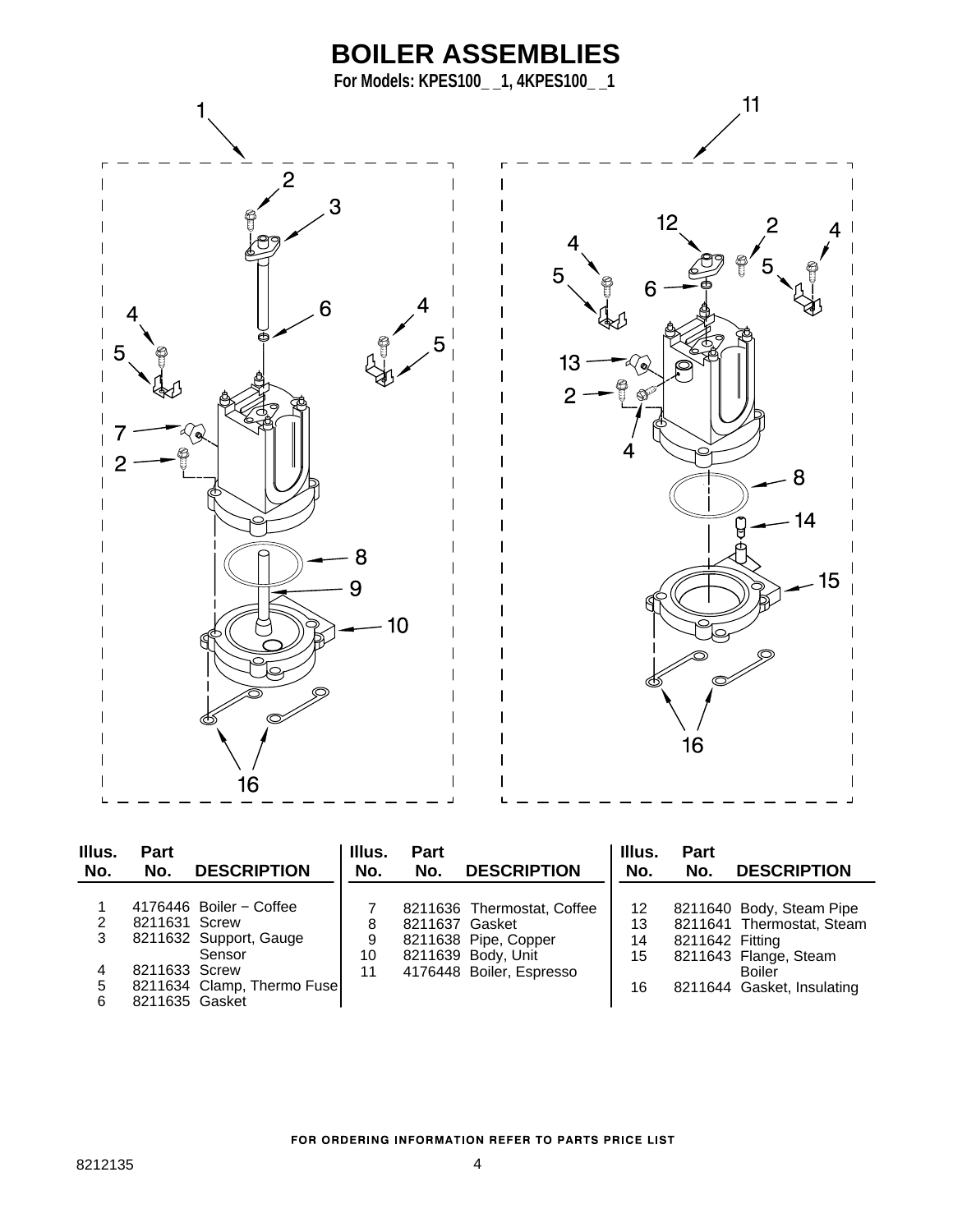# BOILER ASSEMBLIES

**For Models: KPES100_ _1, 4KPES100_ _1**

| Illus. No. | Part No. | DESCRIPTION |
|---|---|---|
| 1 | 4176446 | Boiler − Coffee |
| 2 | 8211631 | Screw |
| 3 | 8211632 | Support, Gauge Sensor |
| 4 | 8211633 | Screw |
| 5 | 8211634 | Clamp, Thermo Fuse |
| 6 | 8211635 | Gasket |
| 7 | 8211636 | Thermostat, Coffee |
| 8 | 8211637 | Gasket |
| 9 | 8211638 | Pipe, Copper |
| 10 | 8211639 | Body, Unit |
| 11 | 4176448 | Boiler, Espresso |
| 12 | 8211640 | Body, Steam Pipe |
| 13 | 8211641 | Thermostat, Steam |
| 14 | 8211642 | Fitting |
| 15 | 8211643 | Flange, Steam Boiler |
| 16 | 8211644 | Gasket, Insulating |

FOR ORDERING INFORMATION REFER TO PARTS PRICE LIST

8212135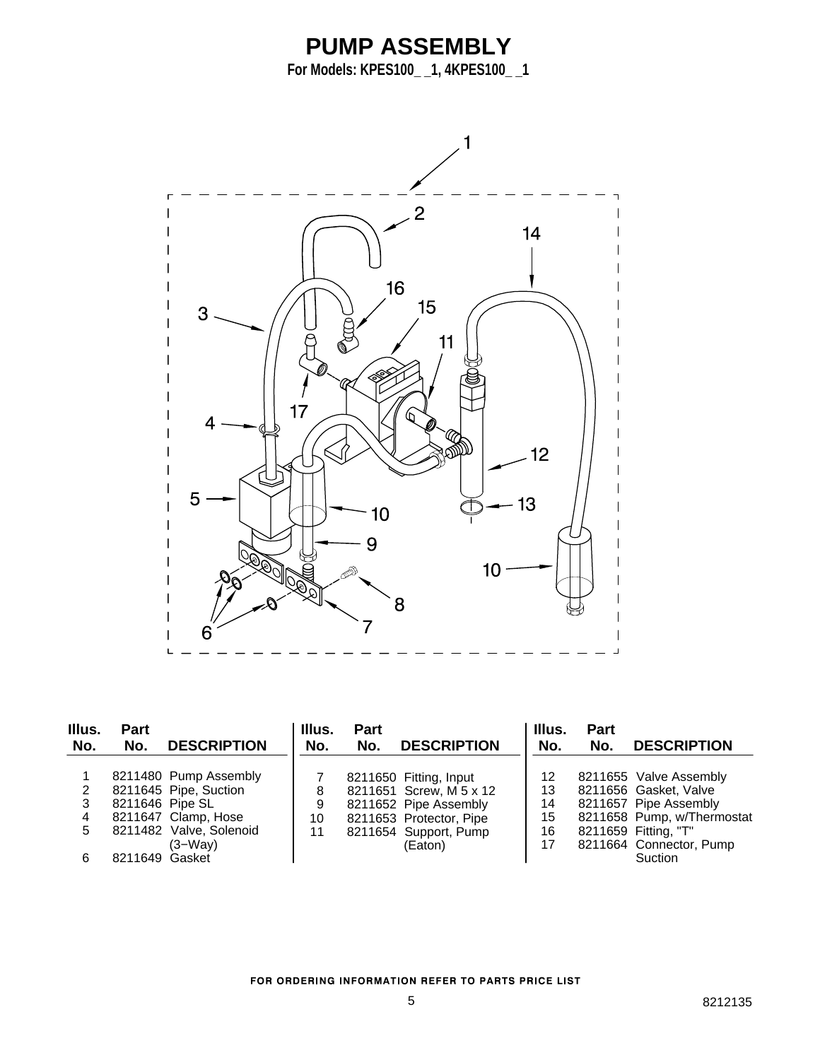# PUMP ASSEMBLY

**For Models: KPES100_ _1, 4KPES100_ _1**

| Illus. No. | Part No. | DESCRIPTION |
|---|---|---|
| 1 | 8211480 | Pump Assembly |
| 2 | 8211645 | Pipe, Suction |
| 3 | 8211646 | Pipe SL |
| 4 | 8211647 | Clamp, Hose |
| 5 | 8211482 | Valve, Solenoid (3−Way) |
| 6 | 8211649 | Gasket |
| 7 | 8211650 | Fitting, Input |
| 8 | 8211651 | Screw, M 5 x 12 |
| 9 | 8211652 | Pipe Assembly |
| 10 | 8211653 | Protector, Pipe |
| 11 | 8211654 | Support, Pump (Eaton) |
| 12 | 8211655 | Valve Assembly |
| 13 | 8211656 | Gasket, Valve |
| 14 | 8211657 | Pipe Assembly |
| 15 | 8211658 | Pump, w/Thermostat |
| 16 | 8211659 | Fitting, "T" |
| 17 | 8211664 | Connector, Pump Suction |

FOR ORDERING INFORMATION REFER TO PARTS PRICE LIST

8212135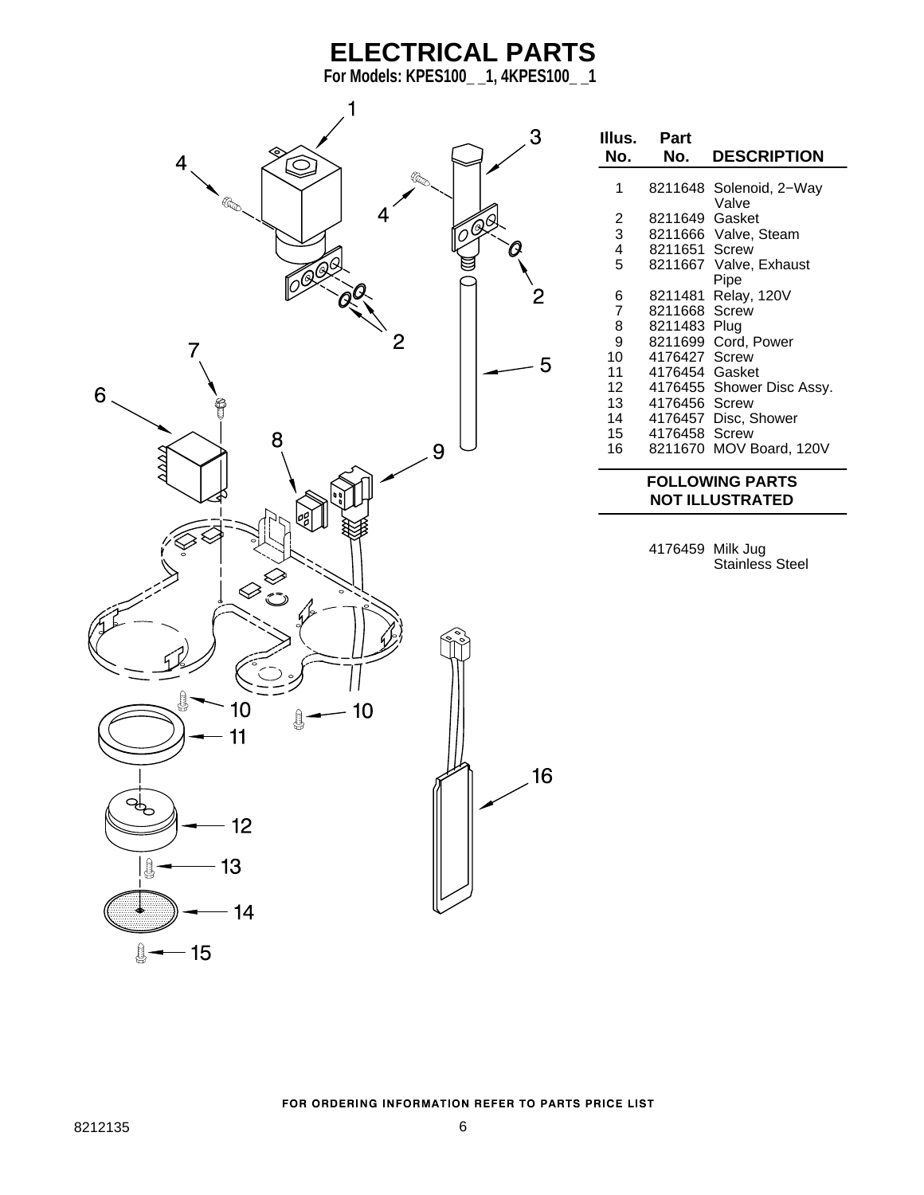# ELECTRICAL PARTS

**For Models: KPES100_ _1, 4KPES100_ _1**

| Illus. No. | Part No. | DESCRIPTION |
|---|---|---|
| 1 | 8211648 | Solenoid, 2−Way Valve |
| 2 | 8211649 | Gasket |
| 3 | 8211666 | Valve, Steam |
| 4 | 8211651 | Screw |
| 5 | 8211667 | Valve, Exhaust Pipe |
| 6 | 8211481 | Relay, 120V |
| 7 | 8211668 | Screw |
| 8 | 8211483 | Plug |
| 9 | 8211699 | Cord, Power |
| 10 | 4176427 | Screw |
| 11 | 4176454 | Gasket |
| 12 | 4176455 | Shower Disc Assy. |
| 13 | 4176456 | Screw |
| 14 | 4176457 | Disc, Shower |
| 15 | 4176458 | Screw |
| 16 | 8211670 | MOV Board, 120V |

**FOLLOWING PARTS NOT ILLUSTRATED**

| | | |
|---|---|---|
| | 4176459 | Milk Jug Stainless Steel |

FOR ORDERING INFORMATION REFER TO PARTS PRICE LIST

8212135